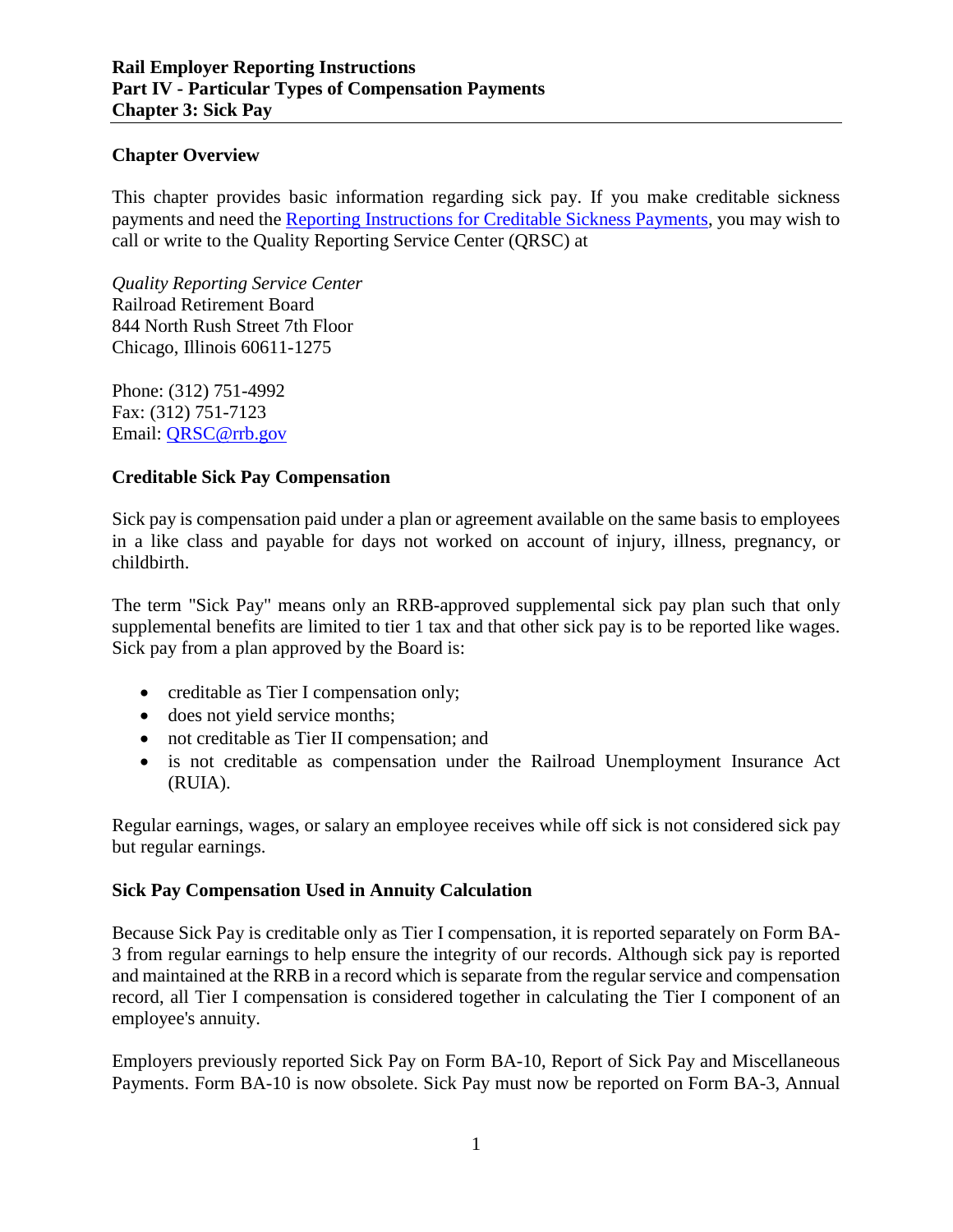# Rail Employer Reporting Instructions
# Part IV - Particular Types of Compensation Payments
# Chapter 3: Sick Pay

## Chapter Overview

This chapter provides basic information regarding sick pay. If you make creditable sickness payments and need the [Reporting Instructions for Creditable Sickness Payments](), you may wish to call or write to the Quality Reporting Service Center (QRSC) at

*Quality Reporting Service Center*
Railroad Retirement Board
844 North Rush Street 7th Floor
Chicago, Illinois 60611-1275

Phone: (312) 751-4992
Fax: (312) 751-7123
Email: [QRSC@rrb.gov](mailto:QRSC@rrb.gov)

## Creditable Sick Pay Compensation

Sick pay is compensation paid under a plan or agreement available on the same basis to employees in a like class and payable for days not worked on account of injury, illness, pregnancy, or childbirth.

The term "Sick Pay" means only an RRB-approved supplemental sick pay plan such that only supplemental benefits are limited to tier 1 tax and that other sick pay is to be reported like wages. Sick pay from a plan approved by the Board is:

- creditable as Tier I compensation only;
- does not yield service months;
- not creditable as Tier II compensation; and
- is not creditable as compensation under the Railroad Unemployment Insurance Act (RUIA).

Regular earnings, wages, or salary an employee receives while off sick is not considered sick pay but regular earnings.

## Sick Pay Compensation Used in Annuity Calculation

Because Sick Pay is creditable only as Tier I compensation, it is reported separately on Form BA-3 from regular earnings to help ensure the integrity of our records. Although sick pay is reported and maintained at the RRB in a record which is separate from the regular service and compensation record, all Tier I compensation is considered together in calculating the Tier I component of an employee's annuity.

Employers previously reported Sick Pay on Form BA-10, Report of Sick Pay and Miscellaneous Payments. Form BA-10 is now obsolete. Sick Pay must now be reported on Form BA-3, Annual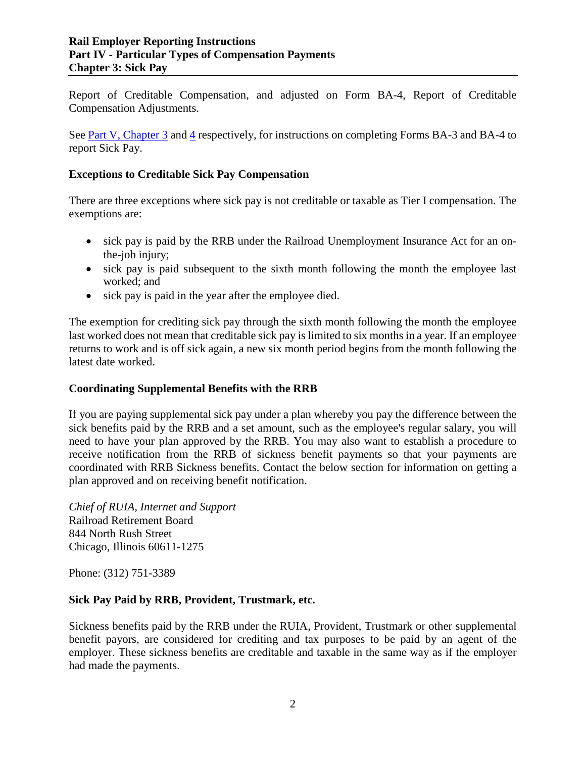Report of Creditable Compensation, and adjusted on Form BA-4, Report of Creditable Compensation Adjustments.

See [Part V, Chapter 3] and [4] respectively, for instructions on completing Forms BA-3 and BA-4 to report Sick Pay.

### Exceptions to Creditable Sick Pay Compensation

There are three exceptions where sick pay is not creditable or taxable as Tier I compensation. The exemptions are:

- sick pay is paid by the RRB under the Railroad Unemployment Insurance Act for an on-the-job injury;
- sick pay is paid subsequent to the sixth month following the month the employee last worked; and
- sick pay is paid in the year after the employee died.

The exemption for crediting sick pay through the sixth month following the month the employee last worked does not mean that creditable sick pay is limited to six months in a year. If an employee returns to work and is off sick again, a new six month period begins from the month following the latest date worked.

### Coordinating Supplemental Benefits with the RRB

If you are paying supplemental sick pay under a plan whereby you pay the difference between the sick benefits paid by the RRB and a set amount, such as the employee's regular salary, you will need to have your plan approved by the RRB. You may also want to establish a procedure to receive notification from the RRB of sickness benefit payments so that your payments are coordinated with RRB Sickness benefits. Contact the below section for information on getting a plan approved and on receiving benefit notification.

*Chief of RUIA, Internet and Support*
Railroad Retirement Board
844 North Rush Street
Chicago, Illinois 60611-1275

Phone: (312) 751-3389

### Sick Pay Paid by RRB, Provident, Trustmark, etc.

Sickness benefits paid by the RRB under the RUIA, Provident, Trustmark or other supplemental benefit payors, are considered for crediting and tax purposes to be paid by an agent of the employer. These sickness benefits are creditable and taxable in the same way as if the employer had made the payments.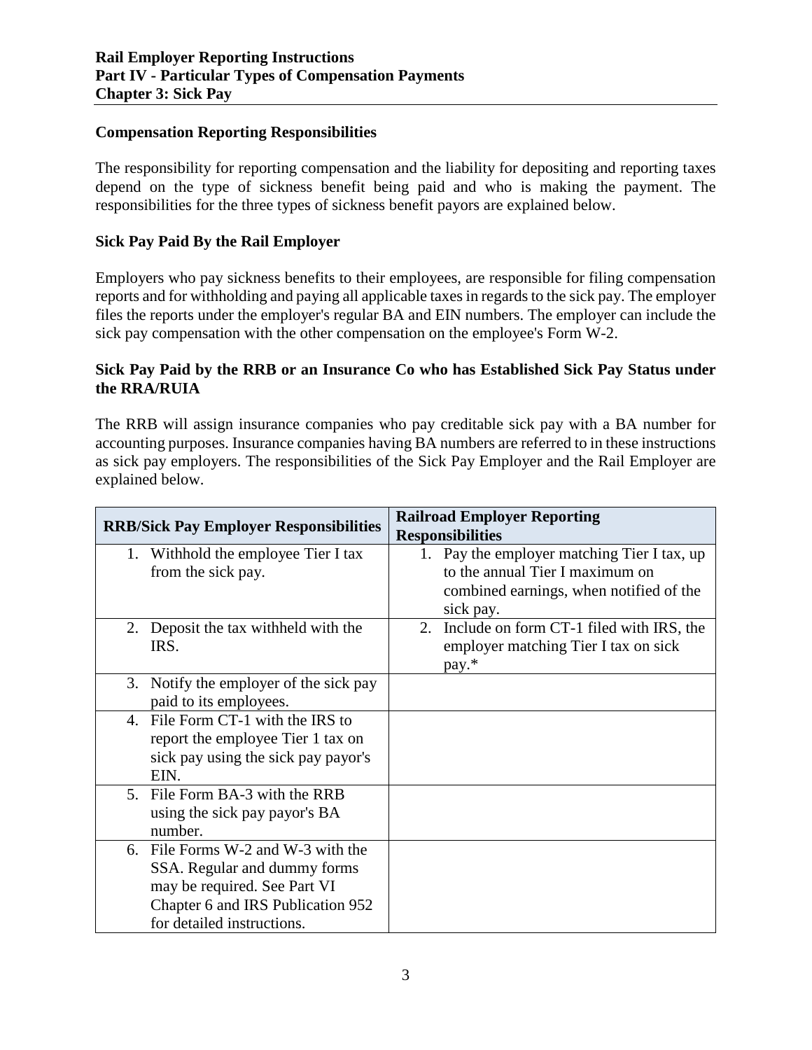## Compensation Reporting Responsibilities

The responsibility for reporting compensation and the liability for depositing and reporting taxes depend on the type of sickness benefit being paid and who is making the payment. The responsibilities for the three types of sickness benefit payors are explained below.

### Sick Pay Paid By the Rail Employer

Employers who pay sickness benefits to their employees, are responsible for filing compensation reports and for withholding and paying all applicable taxes in regards to the sick pay. The employer files the reports under the employer's regular BA and EIN numbers. The employer can include the sick pay compensation with the other compensation on the employee's Form W-2.

### Sick Pay Paid by the RRB or an Insurance Co who has Established Sick Pay Status under the RRA/RUIA

The RRB will assign insurance companies who pay creditable sick pay with a BA number for accounting purposes. Insurance companies having BA numbers are referred to in these instructions as sick pay employers. The responsibilities of the Sick Pay Employer and the Rail Employer are explained below.

| RRB/Sick Pay Employer Responsibilities | Railroad Employer Reporting Responsibilities |
|---|---|
| 1. Withhold the employee Tier I tax from the sick pay. | 1. Pay the employer matching Tier I tax, up to the annual Tier I maximum on combined earnings, when notified of the sick pay. |
| 2. Deposit the tax withheld with the IRS. | 2. Include on form CT-1 filed with IRS, the employer matching Tier I tax on sick pay.* |
| 3. Notify the employer of the sick pay paid to its employees. | |
| 4. File Form CT-1 with the IRS to report the employee Tier 1 tax on sick pay using the sick pay payor's EIN. | |
| 5. File Form BA-3 with the RRB using the sick pay payor's BA number. | |
| 6. File Forms W-2 and W-3 with the SSA. Regular and dummy forms may be required. See Part VI Chapter 6 and IRS Publication 952 for detailed instructions. | |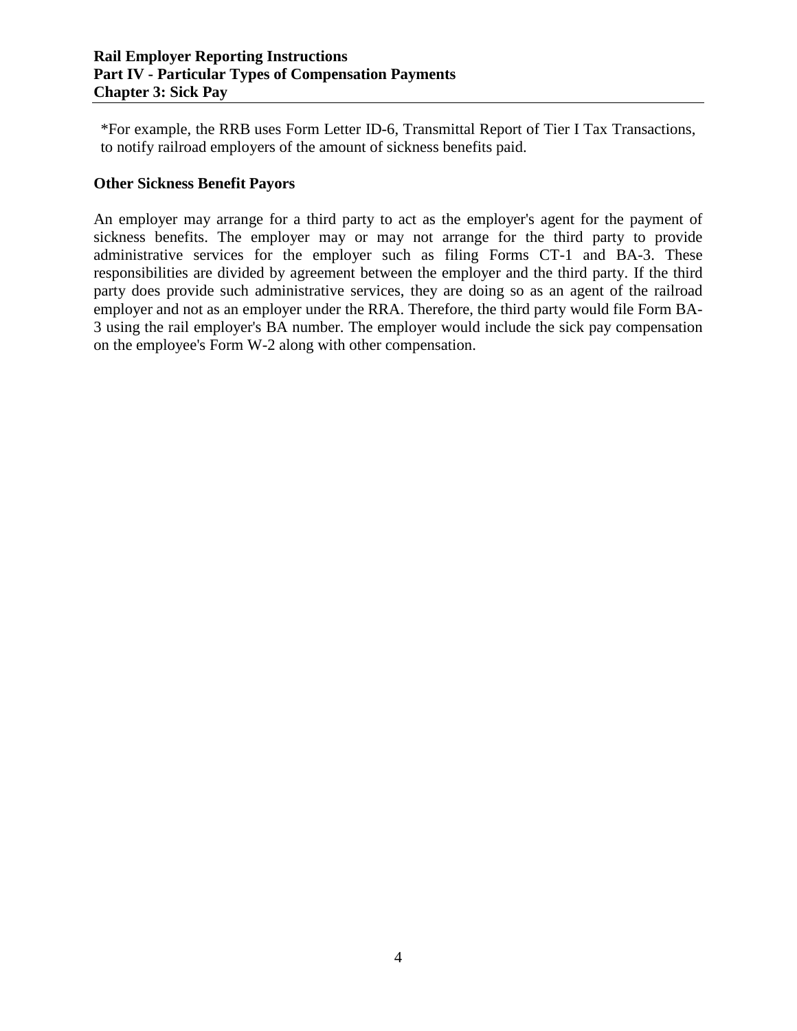*For example, the RRB uses Form Letter ID-6, Transmittal Report of Tier I Tax Transactions, to notify railroad employers of the amount of sickness benefits paid.

### Other Sickness Benefit Payors

An employer may arrange for a third party to act as the employer's agent for the payment of sickness benefits. The employer may or may not arrange for the third party to provide administrative services for the employer such as filing Forms CT-1 and BA-3. These responsibilities are divided by agreement between the employer and the third party. If the third party does provide such administrative services, they are doing so as an agent of the railroad employer and not as an employer under the RRA. Therefore, the third party would file Form BA-3 using the rail employer's BA number. The employer would include the sick pay compensation on the employee's Form W-2 along with other compensation.